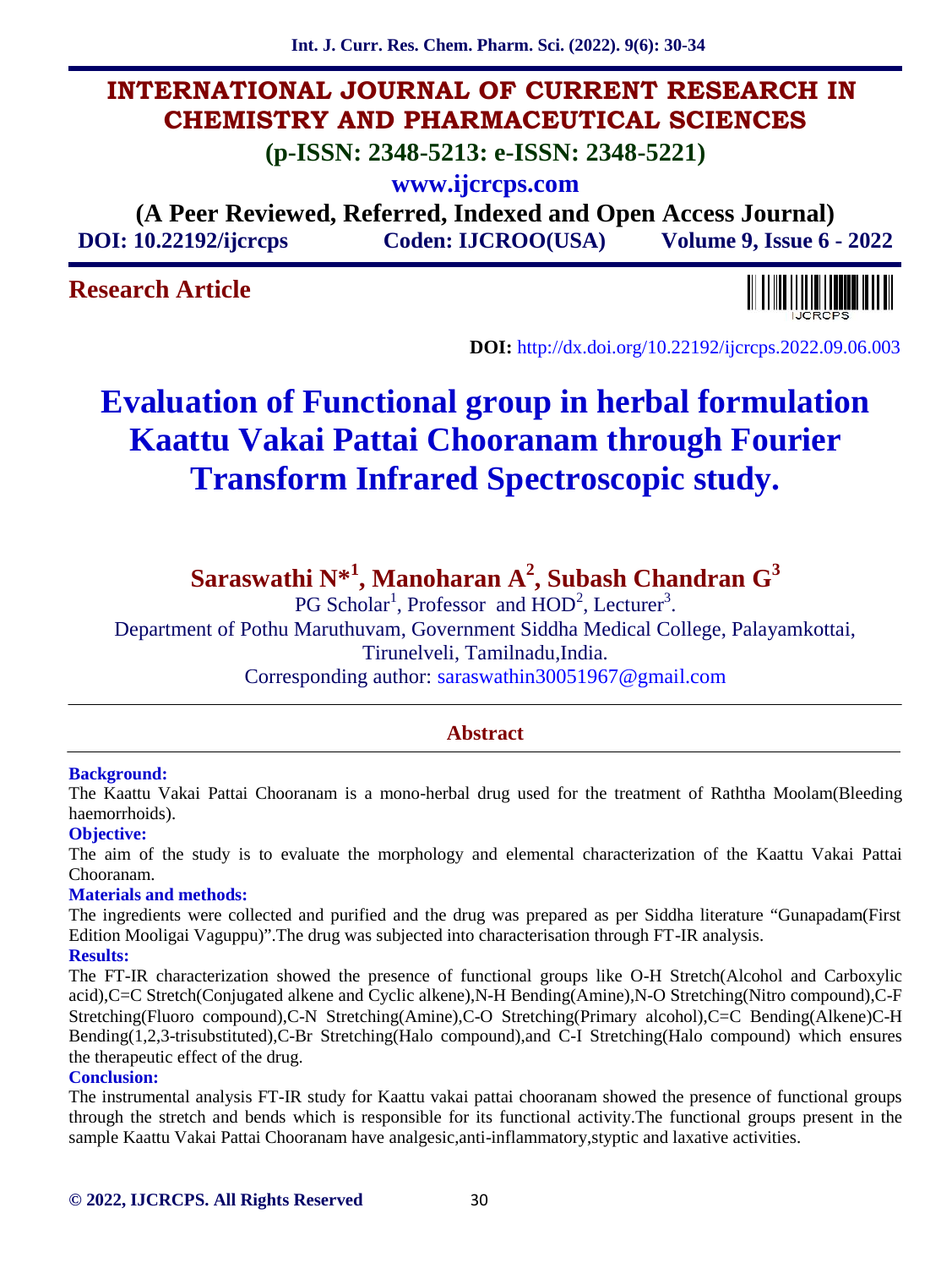# INTERNATIONAL JOURNAL OF CURRENT RESEARCH IN CHEMISTRY AND PHARMACEUTICAL SCIENCES

**(p-ISSN: 2348-5213: e-ISSN: 2348-5221)**

**www.ijcrcps.com**

**(A Peer Reviewed, Referred, Indexed and Open Access Journal)**

**DOI: 10.22192/ijcrcps    Coden: IJCROO(USA)    Volume 9, Issue 6 - 2022**

**Research Article**

**DOI:** http://dx.doi.org/10.22192/ijcrcps.2022.09.06.003

# Evaluation of Functional group in herbal formulation Kaattu Vakai Pattai Chooranam through Fourier Transform Infrared Spectroscopic study.

**Saraswathi N*[1], Manoharan A[2], Subash Chandran G[3]**

PG Scholar[1], Professor and HOD[2], Lecturer[3].

Department of Pothu Maruthuvam, Government Siddha Medical College, Palayamkottai, Tirunelveli, Tamilnadu,India.

Corresponding author: saraswathin30051967@gmail.com

## Abstract

**Background:**

The Kaattu Vakai Pattai Chooranam is a mono-herbal drug used for the treatment of Raththa Moolam(Bleeding haemorrhoids).

**Objective:**

The aim of the study is to evaluate the morphology and elemental characterization of the Kaattu Vakai Pattai Chooranam.

**Materials and methods:**

The ingredients were collected and purified and the drug was prepared as per Siddha literature "Gunapadam(First Edition Mooligai Vaguppu)".The drug was subjected into characterisation through FT-IR analysis.

**Results:**

The FT-IR characterization showed the presence of functional groups like O-H Stretch(Alcohol and Carboxylic acid),C=C Stretch(Conjugated alkene and Cyclic alkene),N-H Bending(Amine),N-O Stretching(Nitro compound),C-F Stretching(Fluoro compound),C-N Stretching(Amine),C-O Stretching(Primary alcohol),C=C Bending(Alkene)C-H Bending(1,2,3-trisubstituted),C-Br Stretching(Halo compound),and C-I Stretching(Halo compound) which ensures the therapeutic effect of the drug.

**Conclusion:**

The instrumental analysis FT-IR study for Kaattu vakai pattai chooranam showed the presence of functional groups through the stretch and bends which is responsible for its functional activity.The functional groups present in the sample Kaattu Vakai Pattai Chooranam have analgesic,anti-inflammatory,styptic and laxative activities.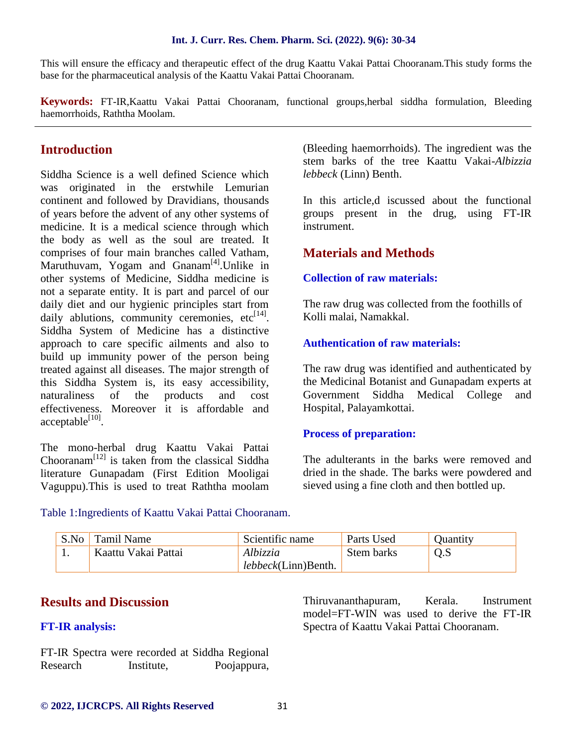This will ensure the efficacy and therapeutic effect of the drug Kaattu Vakai Pattai Chooranam.This study forms the base for the pharmaceutical analysis of the Kaattu Vakai Pattai Chooranam.

**Keywords:** FT-IR,Kaattu Vakai Pattai Chooranam, functional groups,herbal siddha formulation, Bleeding haemorrhoids, Raththa Moolam.

## Introduction

Siddha Science is a well defined Science which was originated in the erstwhile Lemurian continent and followed by Dravidians, thousands of years before the advent of any other systems of medicine. It is a medical science through which the body as well as the soul are treated. It comprises of four main branches called Vatham, Maruthuvam, Yogam and Gnanam[4].Unlike in other systems of Medicine, Siddha medicine is not a separate entity. It is part and parcel of our daily diet and our hygienic principles start from daily ablutions, community ceremonies, etc[14]. Siddha System of Medicine has a distinctive approach to care specific ailments and also to build up immunity power of the person being treated against all diseases. The major strength of this Siddha System is, its easy accessibility, naturaliness of the products and cost effectiveness. Moreover it is affordable and acceptable[10].

The mono-herbal drug Kaattu Vakai Pattai Chooranam[12] is taken from the classical Siddha literature Gunapadam (First Edition Mooligai Vaguppu).This is used to treat Raththa moolam (Bleeding haemorrhoids). The ingredient was the stem barks of the tree Kaattu Vakai-*Albizzia lebbeck* (Linn) Benth.

In this article,d iscussed about the functional groups present in the drug, using FT-IR instrument.

## Materials and Methods

### Collection of raw materials:

The raw drug was collected from the foothills of Kolli malai, Namakkal.

### Authentication of raw materials:

The raw drug was identified and authenticated by the Medicinal Botanist and Gunapadam experts at Government Siddha Medical College and Hospital, Palayamkottai.

### Process of preparation:

The adulterants in the barks were removed and dried in the shade. The barks were powdered and sieved using a fine cloth and then bottled up.

Table 1:Ingredients of Kaattu Vakai Pattai Chooranam.

| S.No | Tamil Name | Scientific name | Parts Used | Quantity |
|---|---|---|---|---|
| 1. | Kaattu Vakai Pattai | *Albizzia lebbeck*(Linn)Benth. | Stem barks | Q.S |

## Results and Discussion

### FT-IR analysis:

FT-IR Spectra were recorded at Siddha Regional Research Institute, Poojappura, Thiruvananthapuram, Kerala. Instrument model=FT-WIN was used to derive the FT-IR Spectra of Kaattu Vakai Pattai Chooranam.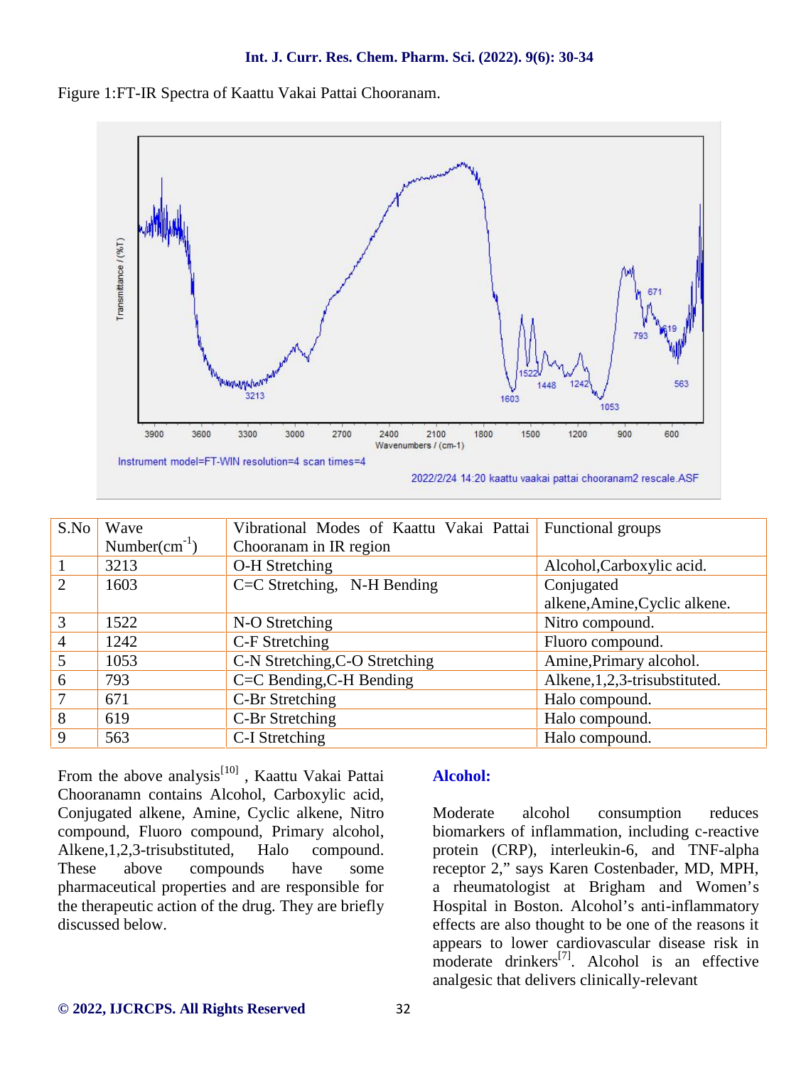Figure 1:FT-IR Spectra of Kaattu Vakai Pattai Chooranam.

| S.No | Wave Number($cm^{-1}$) | Vibrational Modes of Kaattu Vakai Pattai Chooranam in IR region | Functional groups |
|---|---|---|---|
| 1 | 3213 | O-H Stretching | Alcohol,Carboxylic acid. |
| 2 | 1603 | C=C Stretching, N-H Bending | Conjugated alkene,Amine,Cyclic alkene. |
| 3 | 1522 | N-O Stretching | Nitro compound. |
| 4 | 1242 | C-F Stretching | Fluoro compound. |
| 5 | 1053 | C-N Stretching,C-O Stretching | Amine,Primary alcohol. |
| 6 | 793 | C=C Bending,C-H Bending | Alkene,1,2,3-trisubstituted. |
| 7 | 671 | C-Br Stretching | Halo compound. |
| 8 | 619 | C-Br Stretching | Halo compound. |
| 9 | 563 | C-I Stretching | Halo compound. |

From the above analysis[10] , Kaattu Vakai Pattai Chooranamn contains Alcohol, Carboxylic acid, Conjugated alkene, Amine, Cyclic alkene, Nitro compound, Fluoro compound, Primary alcohol, Alkene,1,2,3-trisubstituted, Halo compound. These above compounds have some pharmaceutical properties and are responsible for the therapeutic action of the drug. They are briefly discussed below.

**Alcohol:**

Moderate alcohol consumption reduces biomarkers of inflammation, including c-reactive protein (CRP), interleukin-6, and TNF-alpha receptor 2," says Karen Costenbader, MD, MPH, a rheumatologist at Brigham and Women's Hospital in Boston. Alcohol's anti-inflammatory effects are also thought to be one of the reasons it appears to lower cardiovascular disease risk in moderate drinkers[7]. Alcohol is an effective analgesic that delivers clinically-relevant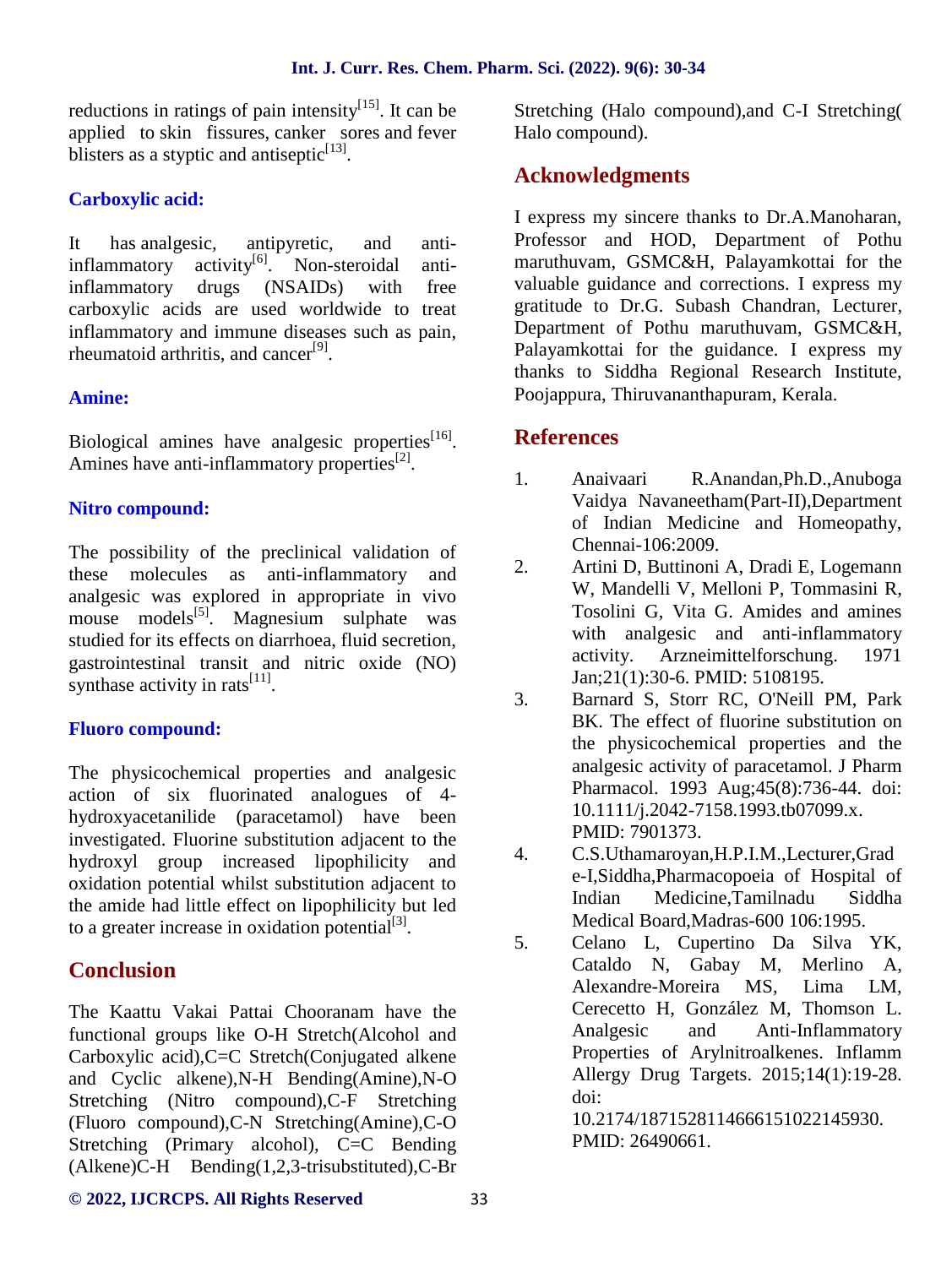reductions in ratings of pain intensity[15]. It can be applied to skin fissures, canker sores and fever blisters as a styptic and antiseptic[13].

### Carboxylic acid:

It has analgesic, antipyretic, and anti-inflammatory activity[6]. Non-steroidal anti-inflammatory drugs (NSAIDs) with free carboxylic acids are used worldwide to treat inflammatory and immune diseases such as pain, rheumatoid arthritis, and cancer[9].

### Amine:

Biological amines have analgesic properties[16]. Amines have anti-inflammatory properties[2].

### Nitro compound:

The possibility of the preclinical validation of these molecules as anti-inflammatory and analgesic was explored in appropriate in vivo mouse models[5]. Magnesium sulphate was studied for its effects on diarrhoea, fluid secretion, gastrointestinal transit and nitric oxide (NO) synthase activity in rats[11].

### Fluoro compound:

The physicochemical properties and analgesic action of six fluorinated analogues of 4-hydroxyacetanilide (paracetamol) have been investigated. Fluorine substitution adjacent to the hydroxyl group increased lipophilicity and oxidation potential whilst substitution adjacent to the amide had little effect on lipophilicity but led to a greater increase in oxidation potential[3].

## Conclusion

The Kaattu Vakai Pattai Chooranam have the functional groups like O-H Stretch(Alcohol and Carboxylic acid),C=C Stretch(Conjugated alkene and Cyclic alkene),N-H Bending(Amine),N-O Stretching (Nitro compound),C-F Stretching (Fluoro compound),C-N Stretching(Amine),C-O Stretching (Primary alcohol), C=C Bending (Alkene)C-H Bending(1,2,3-trisubstituted),C-Br Stretching (Halo compound),and C-I Stretching( Halo compound).

## Acknowledgments

I express my sincere thanks to Dr.A.Manoharan, Professor and HOD, Department of Pothu maruthuvam, GSMC&H, Palayamkottai for the valuable guidance and corrections. I express my gratitude to Dr.G. Subash Chandran, Lecturer, Department of Pothu maruthuvam, GSMC&H, Palayamkottai for the guidance. I express my thanks to Siddha Regional Research Institute, Poojappura, Thiruvananthapuram, Kerala.

## References

1. Anaivaari R.Anandan,Ph.D.,Anuboga Vaidya Navaneetham(Part-II),Department of Indian Medicine and Homeopathy, Chennai-106:2009.
2. Artini D, Buttinoni A, Dradi E, Logemann W, Mandelli V, Melloni P, Tommasini R, Tosolini G, Vita G. Amides and amines with analgesic and anti-inflammatory activity. Arzneimittelforschung. 1971 Jan;21(1):30-6. PMID: 5108195.
3. Barnard S, Storr RC, O'Neill PM, Park BK. The effect of fluorine substitution on the physicochemical properties and the analgesic activity of paracetamol. J Pharm Pharmacol. 1993 Aug;45(8):736-44. doi: 10.1111/j.2042-7158.1993.tb07099.x. PMID: 7901373.
4. C.S.Uthamaroyan,H.P.I.M.,Lecturer,Grade-I,Siddha,Pharmacopoeia of Hospital of Indian Medicine,Tamilnadu Siddha Medical Board,Madras-600 106:1995.
5. Celano L, Cupertino Da Silva YK, Cataldo N, Gabay M, Merlino A, Alexandre-Moreira MS, Lima LM, Cerecetto H, González M, Thomson L. Analgesic and Anti-Inflammatory Properties of Arylnitroalkenes. Inflamm Allergy Drug Targets. 2015;14(1):19-28. doi: 10.2174/1871528114666151022145930. PMID: 26490661.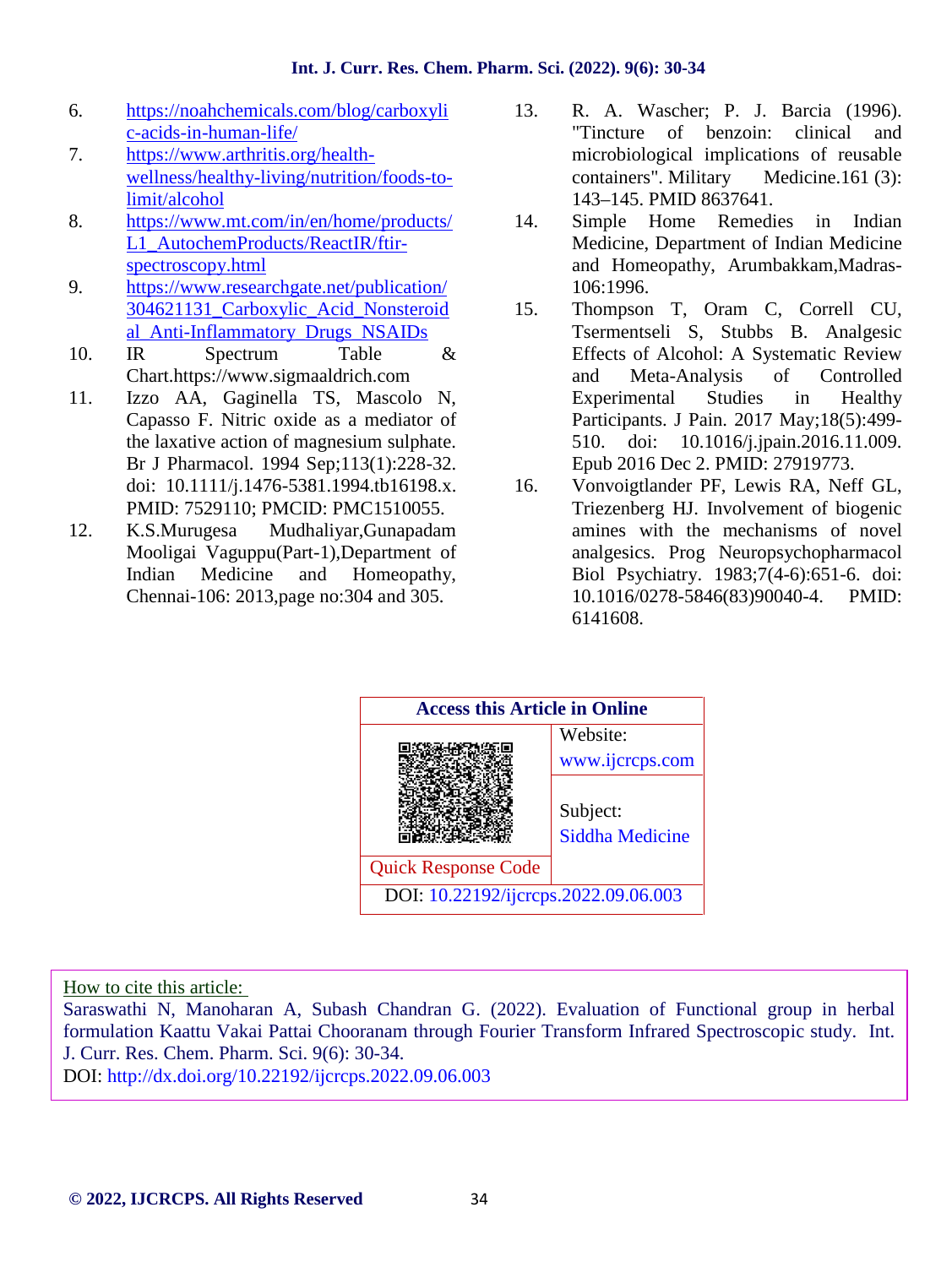6. https://noahchemicals.com/blog/carboxylic-acids-in-human-life/
7. https://www.arthritis.org/health-wellness/healthy-living/nutrition/foods-to-limit/alcohol
8. https://www.mt.com/in/en/home/products/L1_AutochemProducts/ReactIR/ftir-spectroscopy.html
9. https://www.researchgate.net/publication/304621131_Carboxylic_Acid_Nonsteroidal_Anti-Inflammatory_Drugs_NSAIDs
10. IR Spectrum Table & Chart.https://www.sigmaaldrich.com
11. Izzo AA, Gaginella TS, Mascolo N, Capasso F. Nitric oxide as a mediator of the laxative action of magnesium sulphate. Br J Pharmacol. 1994 Sep;113(1):228-32. doi: 10.1111/j.1476-5381.1994.tb16198.x. PMID: 7529110; PMCID: PMC1510055.
12. K.S.Murugesa Mudhaliyar,Gunapadam Mooligai Vaguppu(Part-1),Department of Indian Medicine and Homeopathy, Chennai-106: 2013,page no:304 and 305.
13. R. A. Wascher; P. J. Barcia (1996). "Tincture of benzoin: clinical and microbiological implications of reusable containers". Military Medicine.161 (3): 143–145. PMID 8637641.
14. Simple Home Remedies in Indian Medicine, Department of Indian Medicine and Homeopathy, Arumbakkam,Madras-106:1996.
15. Thompson T, Oram C, Correll CU, Tsermentseli S, Stubbs B. Analgesic Effects of Alcohol: A Systematic Review and Meta-Analysis of Controlled Experimental Studies in Healthy Participants. J Pain. 2017 May;18(5):499-510. doi: 10.1016/j.jpain.2016.11.009. Epub 2016 Dec 2. PMID: 27919773.
16. Vonvoigtlander PF, Lewis RA, Neff GL, Triezenberg HJ. Involvement of biogenic amines with the mechanisms of novel analgesics. Prog Neuropsychopharmacol Biol Psychiatry. 1983;7(4-6):651-6. doi: 10.1016/0278-5846(83)90040-4. PMID: 6141608.

| Access this Article in Online | |
|---|---|
| | Website: www.ijcrcps.com |
| Quick Response Code | Subject: Siddha Medicine |
| DOI: 10.22192/ijcrcps.2022.09.06.003 | |

How to cite this article:

Saraswathi N, Manoharan A, Subash Chandran G. (2022). Evaluation of Functional group in herbal formulation Kaattu Vakai Pattai Chooranam through Fourier Transform Infrared Spectroscopic study. Int. J. Curr. Res. Chem. Pharm. Sci. 9(6): 30-34.
DOI: http://dx.doi.org/10.22192/ijcrcps.2022.09.06.003